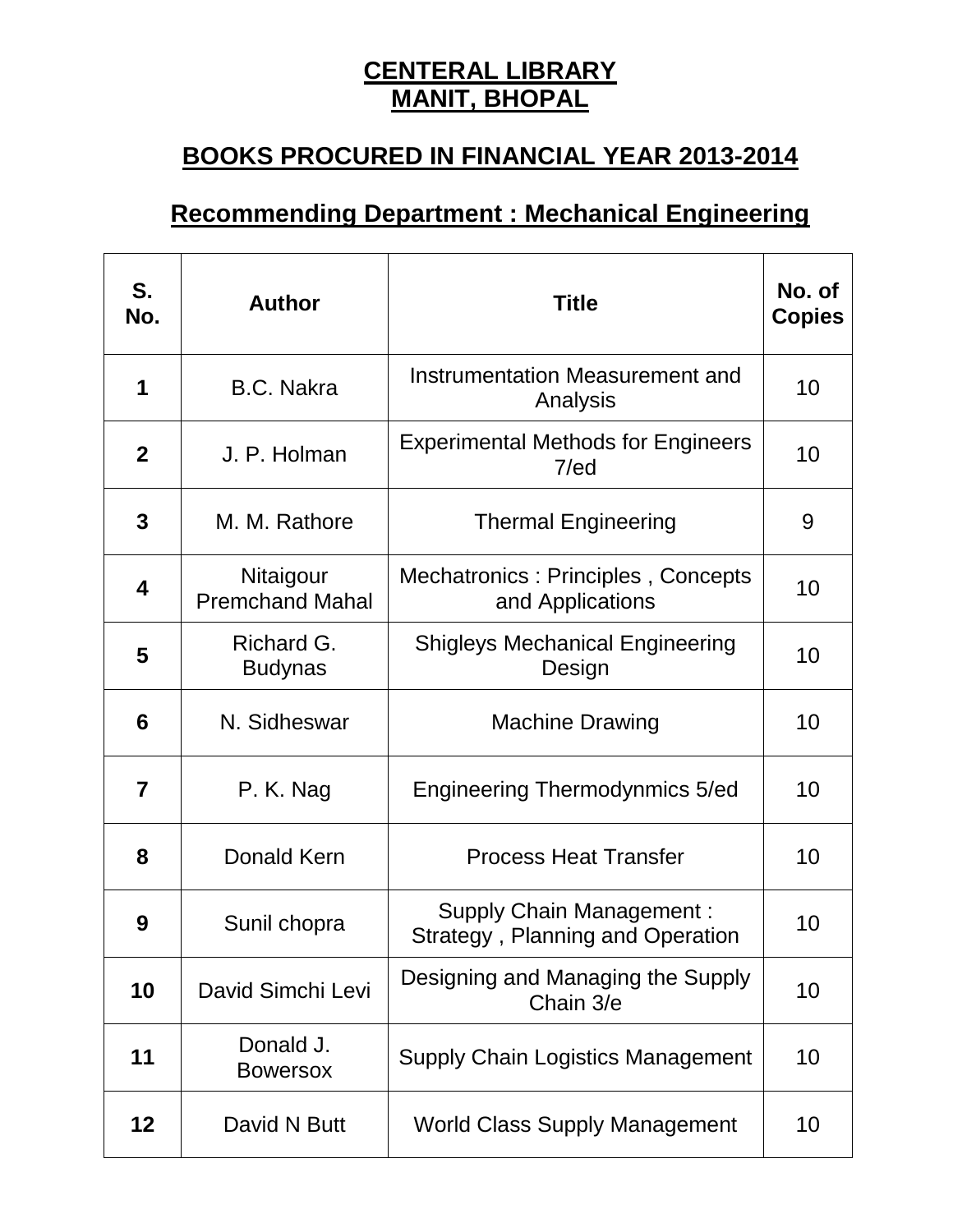# CENTERAL LIBRARY
# MANIT, BHOPAL

## BOOKS PROCURED IN FINANCIAL YEAR 2013-2014

## Recommending Department : Mechanical Engineering

| S. No. | Author | Title | No. of Copies |
|---|---|---|---|
| **1** | B.C. Nakra | Instrumentation Measurement and Analysis | 10 |
| **2** | J. P. Holman | Experimental Methods for Engineers 7/ed | 10 |
| **3** | M. M. Rathore | Thermal Engineering | 9 |
| **4** | Nitaigour Premchand Mahal | Mechatronics : Principles , Concepts and Applications | 10 |
| **5** | Richard G. Budynas | Shigleys Mechanical Engineering Design | 10 |
| **6** | N. Sidheswar | Machine Drawing | 10 |
| **7** | P. K. Nag | Engineering Thermodynmics 5/ed | 10 |
| **8** | Donald Kern | Process Heat Transfer | 10 |
| **9** | Sunil chopra | Supply Chain Management : Strategy , Planning and Operation | 10 |
| **10** | David Simchi Levi | Designing and Managing the Supply Chain 3/e | 10 |
| **11** | Donald J. Bowersox | Supply Chain Logistics Management | 10 |
| **12** | David N Butt | World Class Supply Management | 10 |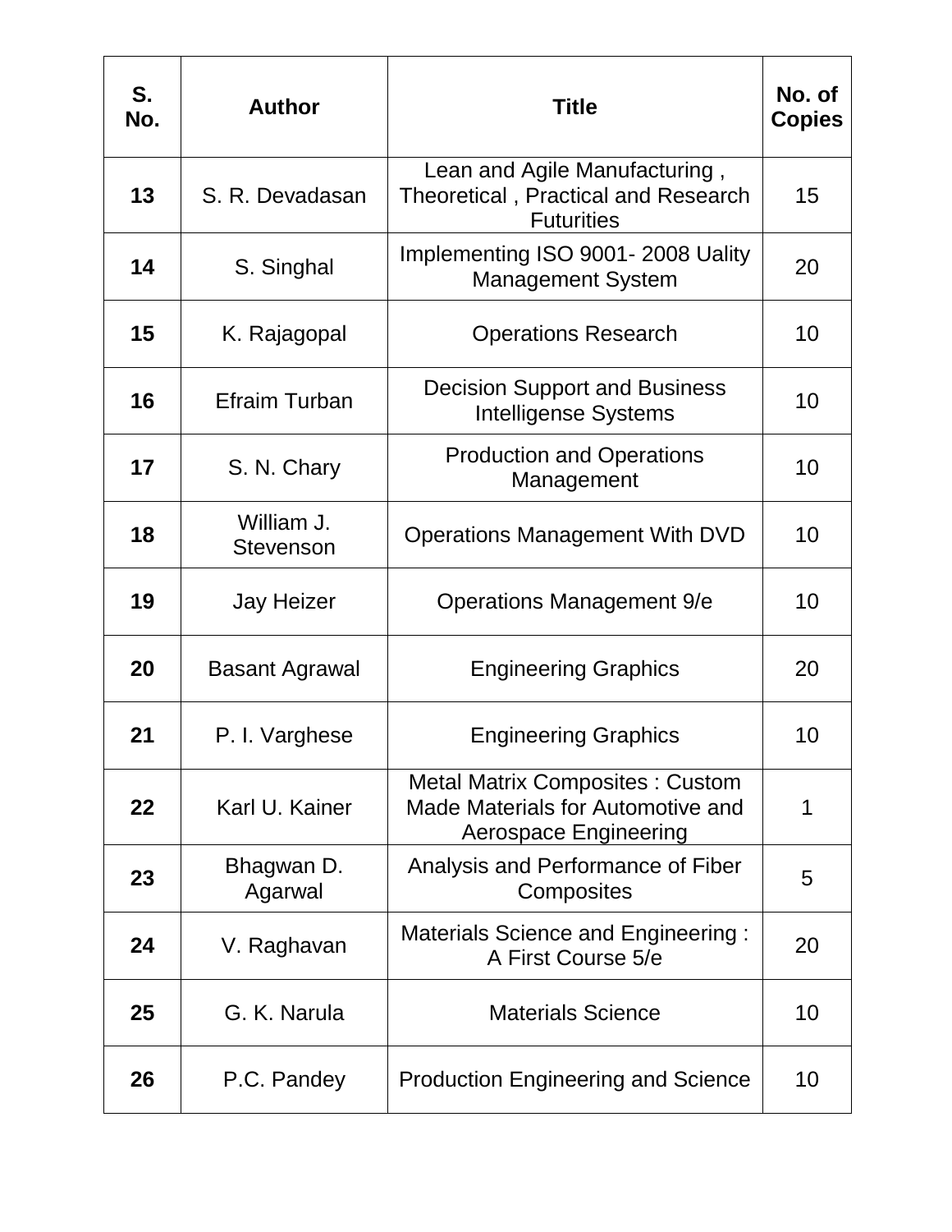| S. No. | Author | Title | No. of Copies |
|---|---|---|---|
| **13** | S. R. Devadasan | Lean and Agile Manufacturing , Theoretical , Practical and Research Futurities | 15 |
| **14** | S. Singhal | Implementing ISO 9001- 2008 Uality Management System | 20 |
| **15** | K. Rajagopal | Operations Research | 10 |
| **16** | Efraim Turban | Decision Support and Business Intelligense Systems | 10 |
| **17** | S. N. Chary | Production and Operations Management | 10 |
| **18** | William J. Stevenson | Operations Management With DVD | 10 |
| **19** | Jay Heizer | Operations Management 9/e | 10 |
| **20** | Basant Agrawal | Engineering Graphics | 20 |
| **21** | P. I. Varghese | Engineering Graphics | 10 |
| **22** | Karl U. Kainer | Metal Matrix Composites : Custom Made Materials for Automotive and Aerospace Engineering | 1 |
| **23** | Bhagwan D. Agarwal | Analysis and Performance of Fiber Composites | 5 |
| **24** | V. Raghavan | Materials Science and Engineering : A First Course 5/e | 20 |
| **25** | G. K. Narula | Materials Science | 10 |
| **26** | P.C. Pandey | Production Engineering and Science | 10 |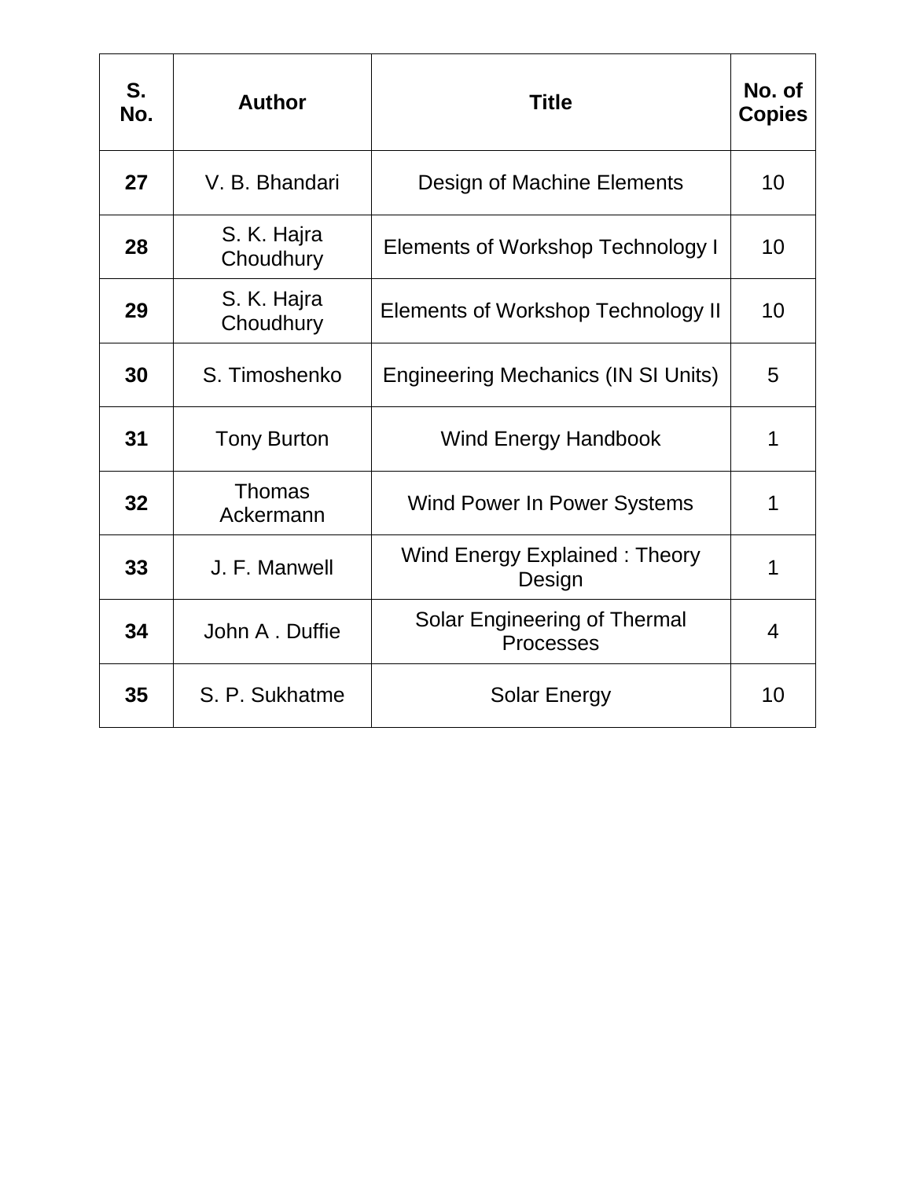| S. No. | Author | Title | No. of Copies |
|---|---|---|---|
| **27** | V. B. Bhandari | Design of Machine Elements | 10 |
| **28** | S. K. Hajra Choudhury | Elements of Workshop Technology I | 10 |
| **29** | S. K. Hajra Choudhury | Elements of Workshop Technology II | 10 |
| **30** | S. Timoshenko | Engineering Mechanics (IN SI Units) | 5 |
| **31** | Tony Burton | Wind Energy Handbook | 1 |
| **32** | Thomas Ackermann | Wind Power In Power Systems | 1 |
| **33** | J. F. Manwell | Wind Energy Explained : Theory Design | 1 |
| **34** | John A . Duffie | Solar Engineering of Thermal Processes | 4 |
| **35** | S. P. Sukhatme | Solar Energy | 10 |